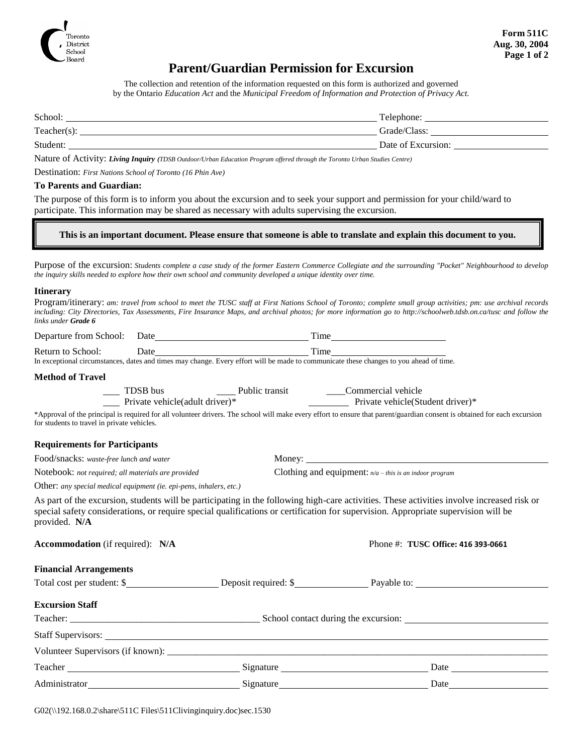Toronto District School Board

**Form 511C**
**Aug. 30, 2004**

# Parent/Guardian Permission for Excursion

The collection and retention of the information requested on this form is authorized and governed by the Ontario *Education Act* and the *Municipal Freedom of Information and Protection of Privacy Act.*

School: ______________________________ Telephone: ______________

Teacher(s): ______________________________ Grade/Class: ______________

Student: ______________________________ Date of Excursion: ______________

Nature of Activity: ***Living Inquiry*** *(TDSB Outdoor/Urban Education Program offered through the Toronto Urban Studies Centre)*

Destination: *First Nations School of Toronto (16 Phin Ave)*

**To Parents and Guardian:**

The purpose of this form is to inform you about the excursion and to seek your support and permission for your child/ward to participate. This information may be shared as necessary with adults supervising the excursion.

**This is an important document. Please ensure that someone is able to translate and explain this document to you.**

Purpose of the excursion: *Students complete a case study of the former Eastern Commerce Collegiate and the surrounding "Pocket" Neighbourhood to develop the inquiry skills needed to explore how their own school and community developed a unique identity over time.*

**Itinerary**

Program/itinerary: *am: travel from school to meet the TUSC staff at First Nations School of Toronto; complete small group activities; pm: use archival records including: City Directories, Tax Assessments, Fire Insurance Maps, and archival photos; for more information go to http://schoolweb.tdsb.on.ca/tusc and follow the links under* ***Grade 6***

Departure from School: Date ______________ Time ______________

Return to School: Date ______________ Time ______________

In exceptional circumstances, dates and times may change. Every effort will be made to communicate these changes to you ahead of time.

**Method of Travel**

___ TDSB bus ___ Public transit ___ Commercial vehicle

___ Private vehicle(adult driver)* ___ Private vehicle(Student driver)*

*Approval of the principal is required for all volunteer drivers. The school will make every effort to ensure that parent/guardian consent is obtained for each excursion for students to travel in private vehicles.

**Requirements for Participants**

Food/snacks: *waste-free lunch and water*

Money: ______________

Notebook: *not required; all materials are provided*

Clothing and equipment: *n/a – this is an indoor program*

Other: *any special medical equipment (ie. epi-pens, inhalers, etc.)*

As part of the excursion, students will be participating in the following high-care activities. These activities involve increased risk or special safety considerations, or require special qualifications or certification for supervision. Appropriate supervision will be provided. **N/A**

**Accommodation** (if required): **N/A** Phone #: **TUSC Office: 416 393-0661**

**Financial Arrangements**

Total cost per student: $__________ Deposit required: $__________ Payable to: ______________

**Excursion Staff**

Teacher: ______________ School contact during the excursion: ______________

Staff Supervisors: ______________

Volunteer Supervisors (if known): ______________

Teacher ______________ Signature ______________ Date ______________

Administrator ______________ Signature ______________ Date ______________

G02(\\192.168.0.2\share\511C Files\511Clivinginquiry.doc)sec.1530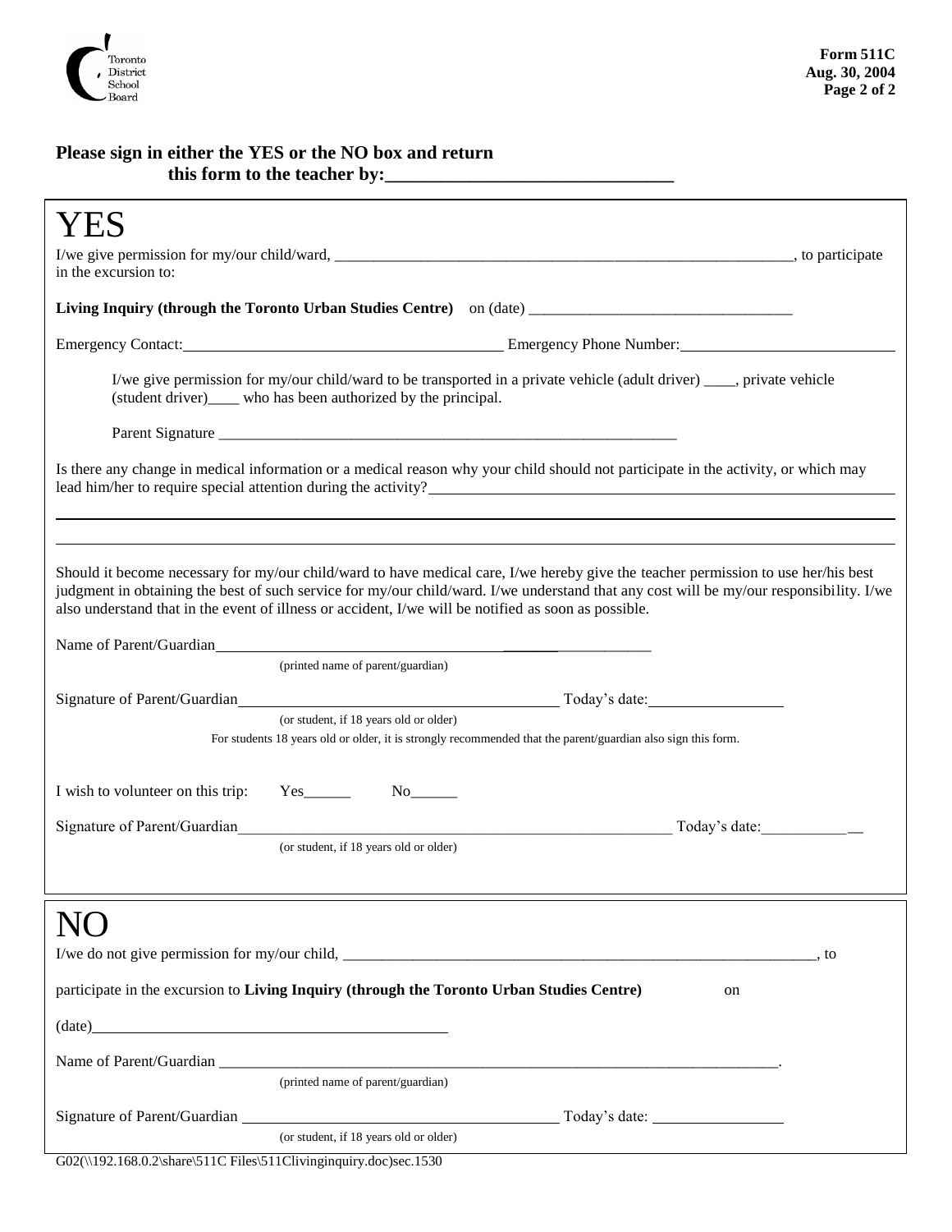**Please sign in either the YES or the NO box and return this form to the teacher by:______________________________**

# YES

I/we give permission for my/our child/ward, ____________________________________________________________, to participate in the excursion to:

**Living Inquiry (through the Toronto Urban Studies Centre)** on (date) _________________________________

Emergency Contact:_________________________________________ Emergency Phone Number:___________________________

I/we give permission for my/our child/ward to be transported in a private vehicle (adult driver) ____, private vehicle (student driver)____ who has been authorized by the principal.

Parent Signature ____________________________________________________________

Is there any change in medical information or a medical reason why your child should not participate in the activity, or which may lead him/her to require special attention during the activity?______________________________________________________

___________________________________________________________________________________________________________

___________________________________________________________________________________________________________

Should it become necessary for my/our child/ward to have medical care, I/we hereby give the teacher permission to use her/his best judgment in obtaining the best of such service for my/our child/ward. I/we understand that any cost will be my/our responsibility. I/we also understand that in the event of illness or accident, I/we will be notified as soon as possible.

Name of Parent/Guardian______________________________________________________
(printed name of parent/guardian)

Signature of Parent/Guardian_________________________________________ Today's date:_________________
(or student, if 18 years old or older)

For students 18 years old or older, it is strongly recommended that the parent/guardian also sign this form.

I wish to volunteer on this trip: Yes______ No______

Signature of Parent/Guardian__________________________________________________________ Today's date:_____________
(or student, if 18 years old or older)

# NO

I/we do not give permission for my/our child, ______________________________________________________________, to

participate in the excursion to **Living Inquiry (through the Toronto Urban Studies Centre)** on

(date)_____________________________________________

Name of Parent/Guardian __________________________________________________________________________.
(printed name of parent/guardian)

Signature of Parent/Guardian _______________________________________ Today's date: _________________
(or student, if 18 years old or older)

G02(\\192.168.0.2\share\511C Files\511Clivinginquiry.doc)sec.1530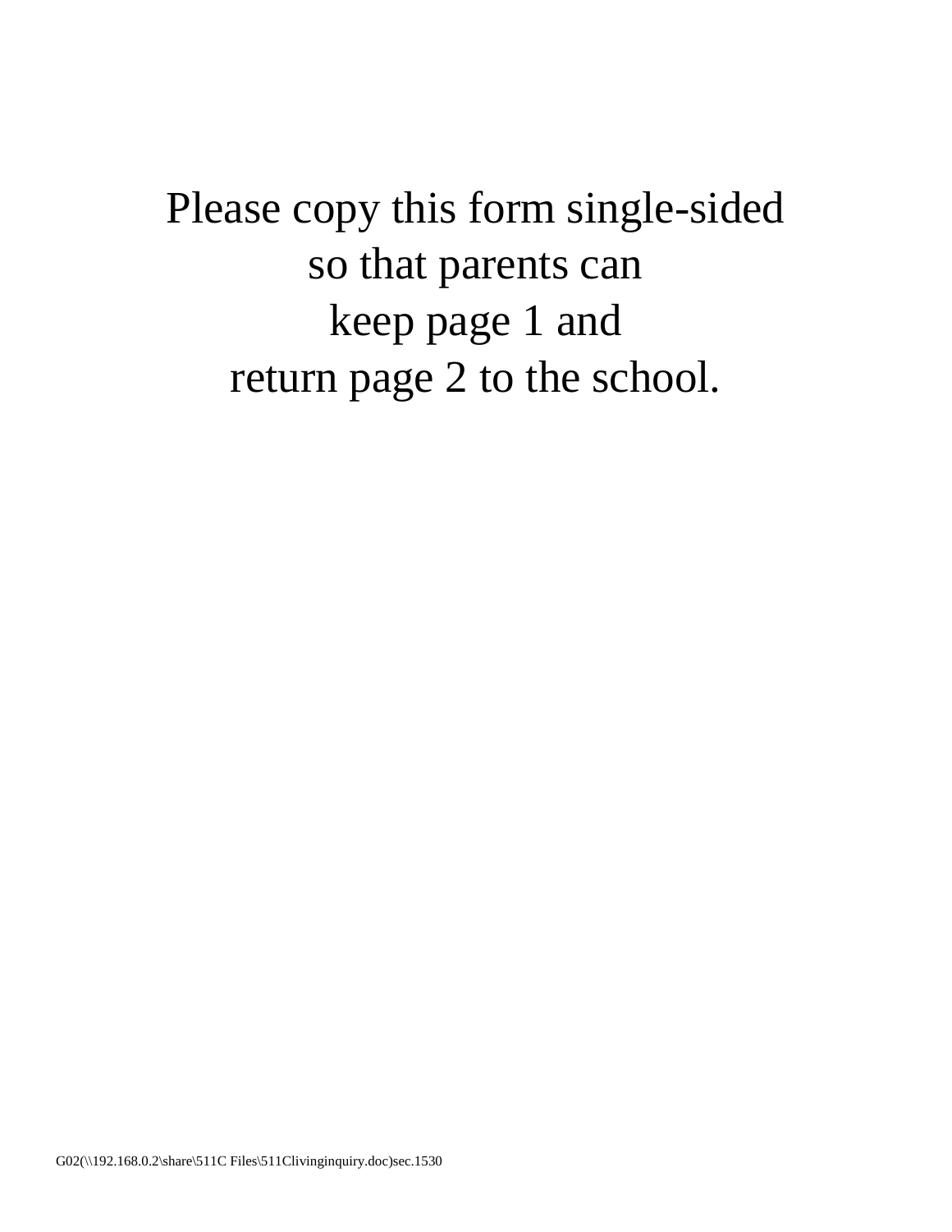Please copy this form single-sided
so that parents can
keep page 1 and
return page 2 to the school.